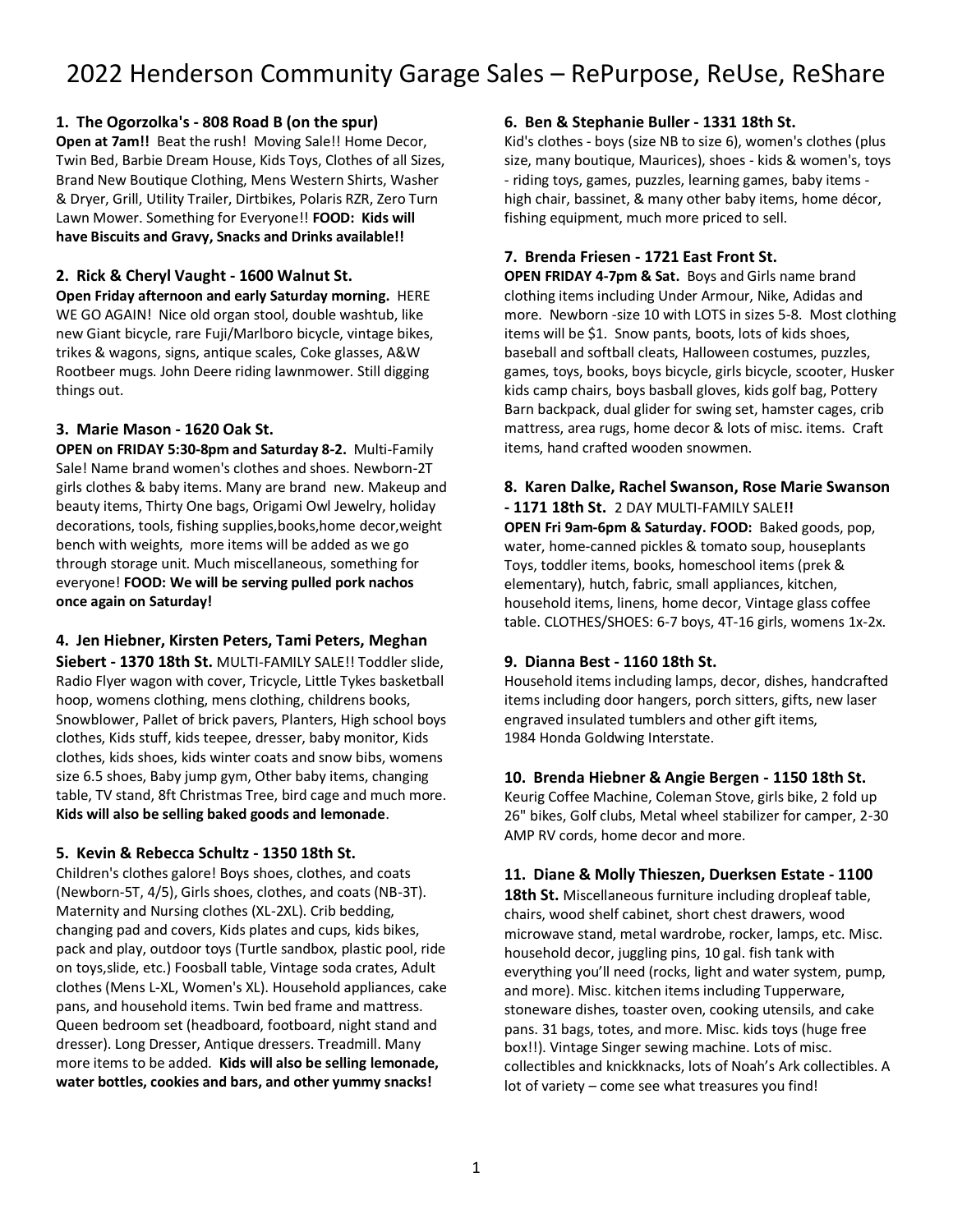# 2022 Henderson Community Garage Sales – RePurpose, ReUse, ReShare

**1. The Ogorzolka's - 808 Road B (on the spur)**
**Open at 7am!!** Beat the rush! Moving Sale!! Home Decor, Twin Bed, Barbie Dream House, Kids Toys, Clothes of all Sizes, Brand New Boutique Clothing, Mens Western Shirts, Washer & Dryer, Grill, Utility Trailer, Dirtbikes, Polaris RZR, Zero Turn Lawn Mower. Something for Everyone!! **FOOD: Kids will have Biscuits and Gravy, Snacks and Drinks available!!**

**2. Rick & Cheryl Vaught - 1600 Walnut St.**
**Open Friday afternoon and early Saturday morning.** HERE WE GO AGAIN! Nice old organ stool, double washtub, like new Giant bicycle, rare Fuji/Marlboro bicycle, vintage bikes, trikes & wagons, signs, antique scales, Coke glasses, A&W Rootbeer mugs. John Deere riding lawnmower. Still digging things out.

**3. Marie Mason - 1620 Oak St.**
**OPEN on FRIDAY 5:30-8pm and Saturday 8-2.** Multi-Family Sale! Name brand women's clothes and shoes. Newborn-2T girls clothes & baby items. Many are brand new. Makeup and beauty items, Thirty One bags, Origami Owl Jewelry, holiday decorations, tools, fishing supplies,books,home decor,weight bench with weights, more items will be added as we go through storage unit. Much miscellaneous, something for everyone! **FOOD: We will be serving pulled pork nachos once again on Saturday!**

**4. Jen Hiebner, Kirsten Peters, Tami Peters, Meghan Siebert - 1370 18th St.** MULTI-FAMILY SALE!! Toddler slide, Radio Flyer wagon with cover, Tricycle, Little Tykes basketball hoop, womens clothing, mens clothing, childrens books, Snowblower, Pallet of brick pavers, Planters, High school boys clothes, Kids stuff, kids teepee, dresser, baby monitor, Kids clothes, kids shoes, kids winter coats and snow bibs, womens size 6.5 shoes, Baby jump gym, Other baby items, changing table, TV stand, 8ft Christmas Tree, bird cage and much more. **Kids will also be selling baked goods and lemonade**.

**5. Kevin & Rebecca Schultz - 1350 18th St.**
Children's clothes galore! Boys shoes, clothes, and coats (Newborn-5T, 4/5), Girls shoes, clothes, and coats (NB-3T). Maternity and Nursing clothes (XL-2XL). Crib bedding, changing pad and covers, Kids plates and cups, kids bikes, pack and play, outdoor toys (Turtle sandbox, plastic pool, ride on toys,slide, etc.) Foosball table, Vintage soda crates, Adult clothes (Mens L-XL, Women's XL). Household appliances, cake pans, and household items. Twin bed frame and mattress. Queen bedroom set (headboard, footboard, night stand and dresser). Long Dresser, Antique dressers. Treadmill. Many more items to be added. **Kids will also be selling lemonade, water bottles, cookies and bars, and other yummy snacks!**

**6. Ben & Stephanie Buller - 1331 18th St.**
Kid's clothes - boys (size NB to size 6), women's clothes (plus size, many boutique, Maurices), shoes - kids & women's, toys - riding toys, games, puzzles, learning games, baby items - high chair, bassinet, & many other baby items, home décor, fishing equipment, much more priced to sell.

**7. Brenda Friesen - 1721 East Front St.**
**OPEN FRIDAY 4-7pm & Sat.** Boys and Girls name brand clothing items including Under Armour, Nike, Adidas and more. Newborn -size 10 with LOTS in sizes 5-8. Most clothing items will be $1. Snow pants, boots, lots of kids shoes, baseball and softball cleats, Halloween costumes, puzzles, games, toys, books, boys bicycle, girls bicycle, scooter, Husker kids camp chairs, boys basball gloves, kids golf bag, Pottery Barn backpack, dual glider for swing set, hamster cages, crib mattress, area rugs, home decor & lots of misc. items. Craft items, hand crafted wooden snowmen.

**8. Karen Dalke, Rachel Swanson, Rose Marie Swanson - 1171 18th St.** 2 DAY MULTI-FAMILY SALE**!!**
**OPEN Fri 9am-6pm & Saturday. FOOD:** Baked goods, pop, water, home-canned pickles & tomato soup, houseplants Toys, toddler items, books, homeschool items (prek & elementary), hutch, fabric, small appliances, kitchen, household items, linens, home decor, Vintage glass coffee table. CLOTHES/SHOES: 6-7 boys, 4T-16 girls, womens 1x-2x.

**9. Dianna Best - 1160 18th St.**
Household items including lamps, decor, dishes, handcrafted items including door hangers, porch sitters, gifts, new laser engraved insulated tumblers and other gift items, 1984 Honda Goldwing Interstate.

**10. Brenda Hiebner & Angie Bergen - 1150 18th St.**
Keurig Coffee Machine, Coleman Stove, girls bike, 2 fold up 26" bikes, Golf clubs, Metal wheel stabilizer for camper, 2-30 AMP RV cords, home decor and more.

**11. Diane & Molly Thieszen, Duerksen Estate - 1100 18th St.** Miscellaneous furniture including dropleaf table, chairs, wood shelf cabinet, short chest drawers, wood microwave stand, metal wardrobe, rocker, lamps, etc. Misc. household decor, juggling pins, 10 gal. fish tank with everything you'll need (rocks, light and water system, pump, and more). Misc. kitchen items including Tupperware, stoneware dishes, toaster oven, cooking utensils, and cake pans. 31 bags, totes, and more. Misc. kids toys (huge free box!!). Vintage Singer sewing machine. Lots of misc. collectibles and knickknacks, lots of Noah's Ark collectibles. A lot of variety – come see what treasures you find!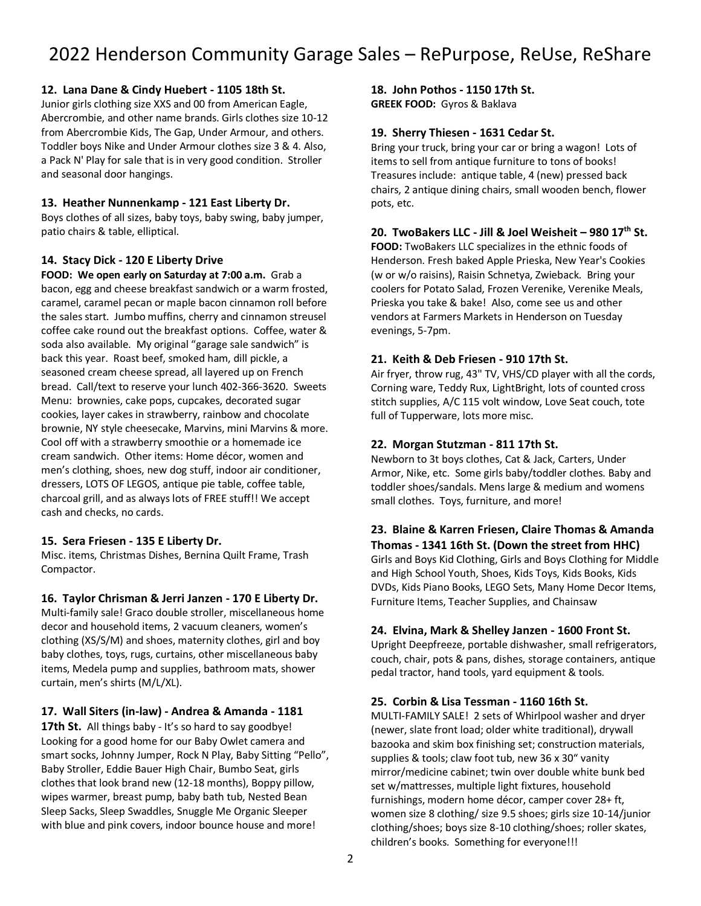# 2022 Henderson Community Garage Sales – RePurpose, ReUse, ReShare

**12. Lana Dane & Cindy Huebert - 1105 18th St.**
Junior girls clothing size XXS and 00 from American Eagle, Abercrombie, and other name brands. Girls clothes size 10-12 from Abercrombie Kids, The Gap, Under Armour, and others. Toddler boys Nike and Under Armour clothes size 3 & 4. Also, a Pack N' Play for sale that is in very good condition. Stroller and seasonal door hangings.

**13. Heather Nunnenkamp - 121 East Liberty Dr.**
Boys clothes of all sizes, baby toys, baby swing, baby jumper, patio chairs & table, elliptical.

**14. Stacy Dick - 120 E Liberty Drive**
**FOOD: We open early on Saturday at 7:00 a.m.** Grab a bacon, egg and cheese breakfast sandwich or a warm frosted, caramel, caramel pecan or maple bacon cinnamon roll before the sales start. Jumbo muffins, cherry and cinnamon streusel coffee cake round out the breakfast options. Coffee, water & soda also available. My original "garage sale sandwich" is back this year. Roast beef, smoked ham, dill pickle, a seasoned cream cheese spread, all layered up on French bread. Call/text to reserve your lunch 402-366-3620. Sweets Menu: brownies, cake pops, cupcakes, decorated sugar cookies, layer cakes in strawberry, rainbow and chocolate brownie, NY style cheesecake, Marvins, mini Marvins & more. Cool off with a strawberry smoothie or a homemade ice cream sandwich. Other items: Home décor, women and men's clothing, shoes, new dog stuff, indoor air conditioner, dressers, LOTS OF LEGOS, antique pie table, coffee table, charcoal grill, and as always lots of FREE stuff!! We accept cash and checks, no cards.

**15. Sera Friesen - 135 E Liberty Dr.**
Misc. items, Christmas Dishes, Bernina Quilt Frame, Trash Compactor.

**16. Taylor Chrisman & Jerri Janzen - 170 E Liberty Dr.**
Multi-family sale! Graco double stroller, miscellaneous home decor and household items, 2 vacuum cleaners, women's clothing (XS/S/M) and shoes, maternity clothes, girl and boy baby clothes, toys, rugs, curtains, other miscellaneous baby items, Medela pump and supplies, bathroom mats, shower curtain, men's shirts (M/L/XL).

**17. Wall Siters (in-law) - Andrea & Amanda - 1181 17th St.** All things baby - It's so hard to say goodbye! Looking for a good home for our Baby Owlet camera and smart socks, Johnny Jumper, Rock N Play, Baby Sitting "Pello", Baby Stroller, Eddie Bauer High Chair, Bumbo Seat, girls clothes that look brand new (12-18 months), Boppy pillow, wipes warmer, breast pump, baby bath tub, Nested Bean Sleep Sacks, Sleep Swaddles, Snuggle Me Organic Sleeper with blue and pink covers, indoor bounce house and more!

**18. John Pothos - 1150 17th St.**
**GREEK FOOD:** Gyros & Baklava

**19. Sherry Thiesen - 1631 Cedar St.**
Bring your truck, bring your car or bring a wagon! Lots of items to sell from antique furniture to tons of books! Treasures include: antique table, 4 (new) pressed back chairs, 2 antique dining chairs, small wooden bench, flower pots, etc.

**20. TwoBakers LLC - Jill & Joel Weisheit – 980 17th St.**
**FOOD:** TwoBakers LLC specializes in the ethnic foods of Henderson. Fresh baked Apple Prieska, New Year's Cookies (w or w/o raisins), Raisin Schnetya, Zwieback. Bring your coolers for Potato Salad, Frozen Verenike, Verenike Meals, Prieska you take & bake! Also, come see us and other vendors at Farmers Markets in Henderson on Tuesday evenings, 5-7pm.

**21. Keith & Deb Friesen - 910 17th St.**
Air fryer, throw rug, 43" TV, VHS/CD player with all the cords, Corning ware, Teddy Rux, LightBright, lots of counted cross stitch supplies, A/C 115 volt window, Love Seat couch, tote full of Tupperware, lots more misc.

**22. Morgan Stutzman - 811 17th St.**
Newborn to 3t boys clothes, Cat & Jack, Carters, Under Armor, Nike, etc. Some girls baby/toddler clothes. Baby and toddler shoes/sandals. Mens large & medium and womens small clothes. Toys, furniture, and more!

**23. Blaine & Karren Friesen, Claire Thomas & Amanda Thomas - 1341 16th St. (Down the street from HHC)**
Girls and Boys Kid Clothing, Girls and Boys Clothing for Middle and High School Youth, Shoes, Kids Toys, Kids Books, Kids DVDs, Kids Piano Books, LEGO Sets, Many Home Decor Items, Furniture Items, Teacher Supplies, and Chainsaw

**24. Elvina, Mark & Shelley Janzen - 1600 Front St.**
Upright Deepfreeze, portable dishwasher, small refrigerators, couch, chair, pots & pans, dishes, storage containers, antique pedal tractor, hand tools, yard equipment & tools.

**25. Corbin & Lisa Tessman - 1160 16th St.**
MULTI-FAMILY SALE! 2 sets of Whirlpool washer and dryer (newer, slate front load; older white traditional), drywall bazooka and skim box finishing set; construction materials, supplies & tools; claw foot tub, new 36 x 30" vanity mirror/medicine cabinet; twin over double white bunk bed set w/mattresses, multiple light fixtures, household furnishings, modern home décor, camper cover 28+ ft, women size 8 clothing/ size 9.5 shoes; girls size 10-14/junior clothing/shoes; boys size 8-10 clothing/shoes; roller skates, children's books. Something for everyone!!!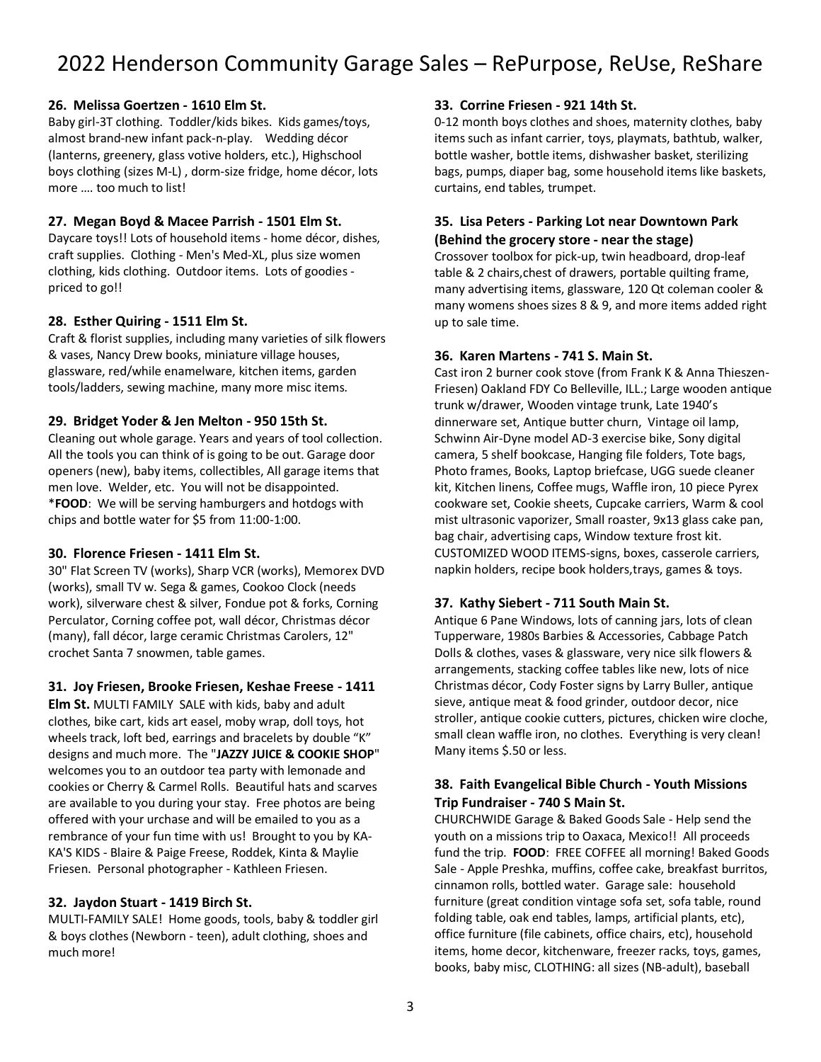# 2022 Henderson Community Garage Sales – RePurpose, ReUse, ReShare

**26. Melissa Goertzen - 1610 Elm St.**
Baby girl-3T clothing. Toddler/kids bikes. Kids games/toys, almost brand-new infant pack-n-play. Wedding décor (lanterns, greenery, glass votive holders, etc.), Highschool boys clothing (sizes M-L) , dorm-size fridge, home décor, lots more …. too much to list!

**27. Megan Boyd & Macee Parrish - 1501 Elm St.**
Daycare toys!! Lots of household items - home décor, dishes, craft supplies. Clothing - Men's Med-XL, plus size women clothing, kids clothing. Outdoor items. Lots of goodies - priced to go!!

**28. Esther Quiring - 1511 Elm St.**
Craft & florist supplies, including many varieties of silk flowers & vases, Nancy Drew books, miniature village houses, glassware, red/while enamelware, kitchen items, garden tools/ladders, sewing machine, many more misc items.

**29. Bridget Yoder & Jen Melton - 950 15th St.**
Cleaning out whole garage. Years and years of tool collection. All the tools you can think of is going to be out. Garage door openers (new), baby items, collectibles, All garage items that men love. Welder, etc. You will not be disappointed.
***FOOD**: We will be serving hamburgers and hotdogs with chips and bottle water for $5 from 11:00-1:00.

**30. Florence Friesen - 1411 Elm St.**
30" Flat Screen TV (works), Sharp VCR (works), Memorex DVD (works), small TV w. Sega & games, Cookoo Clock (needs work), silverware chest & silver, Fondue pot & forks, Corning Perculator, Corning coffee pot, wall décor, Christmas décor (many), fall décor, large ceramic Christmas Carolers, 12" crochet Santa 7 snowmen, table games.

**31. Joy Friesen, Brooke Friesen, Keshae Freese - 1411 Elm St.** MULTI FAMILY SALE with kids, baby and adult clothes, bike cart, kids art easel, moby wrap, doll toys, hot wheels track, loft bed, earrings and bracelets by double "K" designs and much more. The "**JAZZY JUICE & COOKIE SHOP**" welcomes you to an outdoor tea party with lemonade and cookies or Cherry & Carmel Rolls. Beautiful hats and scarves are available to you during your stay. Free photos are being offered with your urchase and will be emailed to you as a rembrance of your fun time with us! Brought to you by KA-KA'S KIDS - Blaire & Paige Freese, Roddek, Kinta & Maylie Friesen. Personal photographer - Kathleen Friesen.

**32. Jaydon Stuart - 1419 Birch St.**
MULTI-FAMILY SALE! Home goods, tools, baby & toddler girl & boys clothes (Newborn - teen), adult clothing, shoes and much more!

**33. Corrine Friesen - 921 14th St.**
0-12 month boys clothes and shoes, maternity clothes, baby items such as infant carrier, toys, playmats, bathtub, walker, bottle washer, bottle items, dishwasher basket, sterilizing bags, pumps, diaper bag, some household items like baskets, curtains, end tables, trumpet.

**35. Lisa Peters - Parking Lot near Downtown Park (Behind the grocery store - near the stage)**
Crossover toolbox for pick-up, twin headboard, drop-leaf table & 2 chairs,chest of drawers, portable quilting frame, many advertising items, glassware, 120 Qt coleman cooler & many womens shoes sizes 8 & 9, and more items added right up to sale time.

**36. Karen Martens - 741 S. Main St.**
Cast iron 2 burner cook stove (from Frank K & Anna Thieszen-Friesen) Oakland FDY Co Belleville, ILL.; Large wooden antique trunk w/drawer, Wooden vintage trunk, Late 1940's dinnerware set, Antique butter churn, Vintage oil lamp, Schwinn Air-Dyne model AD-3 exercise bike, Sony digital camera, 5 shelf bookcase, Hanging file folders, Tote bags, Photo frames, Books, Laptop briefcase, UGG suede cleaner kit, Kitchen linens, Coffee mugs, Waffle iron, 10 piece Pyrex cookware set, Cookie sheets, Cupcake carriers, Warm & cool mist ultrasonic vaporizer, Small roaster, 9x13 glass cake pan, bag chair, advertising caps, Window texture frost kit. CUSTOMIZED WOOD ITEMS-signs, boxes, casserole carriers, napkin holders, recipe book holders,trays, games & toys.

**37. Kathy Siebert - 711 South Main St.**
Antique 6 Pane Windows, lots of canning jars, lots of clean Tupperware, 1980s Barbies & Accessories, Cabbage Patch Dolls & clothes, vases & glassware, very nice silk flowers & arrangements, stacking coffee tables like new, lots of nice Christmas décor, Cody Foster signs by Larry Buller, antique sieve, antique meat & food grinder, outdoor decor, nice stroller, antique cookie cutters, pictures, chicken wire cloche, small clean waffle iron, no clothes. Everything is very clean! Many items $.50 or less.

**38. Faith Evangelical Bible Church - Youth Missions Trip Fundraiser - 740 S Main St.**
CHURCHWIDE Garage & Baked Goods Sale - Help send the youth on a missions trip to Oaxaca, Mexico!! All proceeds fund the trip. **FOOD**: FREE COFFEE all morning! Baked Goods Sale - Apple Preshka, muffins, coffee cake, breakfast burritos, cinnamon rolls, bottled water. Garage sale: household furniture (great condition vintage sofa set, sofa table, round folding table, oak end tables, lamps, artificial plants, etc), office furniture (file cabinets, office chairs, etc), household items, home decor, kitchenware, freezer racks, toys, games, books, baby misc, CLOTHING: all sizes (NB-adult), baseball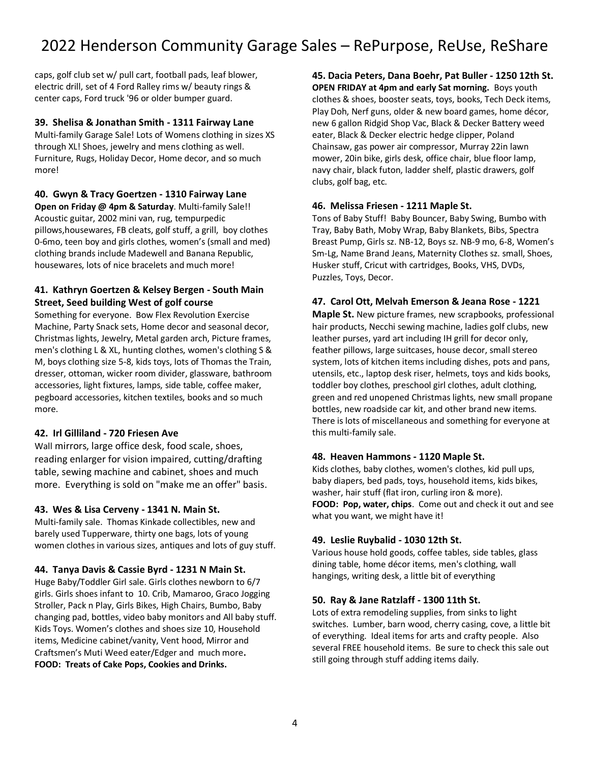caps, golf club set w/ pull cart, football pads, leaf blower, electric drill, set of 4 Ford Ralley rims w/ beauty rings & center caps, Ford truck '96 or older bumper guard.

**39. Shelisa & Jonathan Smith - 1311 Fairway Lane**
Multi-family Garage Sale! Lots of Womens clothing in sizes XS through XL! Shoes, jewelry and mens clothing as well. Furniture, Rugs, Holiday Decor, Home decor, and so much more!

**40. Gwyn & Tracy Goertzen - 1310 Fairway Lane**
**Open on Friday @ 4pm & Saturday**. Multi-family Sale!! Acoustic guitar, 2002 mini van, rug, tempurpedic pillows,housewares, FB cleats, golf stuff, a grill, boy clothes 0-6mo, teen boy and girls clothes, women's (small and med) clothing brands include Madewell and Banana Republic, housewares, lots of nice bracelets and much more!

**41. Kathryn Goertzen & Kelsey Bergen - South Main Street, Seed building West of golf course**
Something for everyone. Bow Flex Revolution Exercise Machine, Party Snack sets, Home decor and seasonal decor, Christmas lights, Jewelry, Metal garden arch, Picture frames, men's clothing L & XL, hunting clothes, women's clothing S & M, boys clothing size 5-8, kids toys, lots of Thomas the Train, dresser, ottoman, wicker room divider, glassware, bathroom accessories, light fixtures, lamps, side table, coffee maker, pegboard accessories, kitchen textiles, books and so much more.

**42. Irl Gilliland - 720 Friesen Ave**
Wall mirrors, large office desk, food scale, shoes, reading enlarger for vision impaired, cutting/drafting table, sewing machine and cabinet, shoes and much more. Everything is sold on "make me an offer" basis.

**43. Wes & Lisa Cerveny - 1341 N. Main St.**
Multi-family sale. Thomas Kinkade collectibles, new and barely used Tupperware, thirty one bags, lots of young women clothes in various sizes, antiques and lots of guy stuff.

**44. Tanya Davis & Cassie Byrd - 1231 N Main St.**
Huge Baby/Toddler Girl sale. Girls clothes newborn to 6/7 girls. Girls shoes infant to 10. Crib, Mamaroo, Graco Jogging Stroller, Pack n Play, Girls Bikes, High Chairs, Bumbo, Baby changing pad, bottles, video baby monitors and All baby stuff. Kids Toys. Women's clothes and shoes size 10, Household items, Medicine cabinet/vanity, Vent hood, Mirror and Craftsmen's Muti Weed eater/Edger and much more.
**FOOD: Treats of Cake Pops, Cookies and Drinks.**

**45. Dacia Peters, Dana Boehr, Pat Buller - 1250 12th St.**
**OPEN FRIDAY at 4pm and early Sat morning.** Boys youth clothes & shoes, booster seats, toys, books, Tech Deck items, Play Doh, Nerf guns, older & new board games, home décor, new 6 gallon Ridgid Shop Vac, Black & Decker Battery weed eater, Black & Decker electric hedge clipper, Poland Chainsaw, gas power air compressor, Murray 22in lawn mower, 20in bike, girls desk, office chair, blue floor lamp, navy chair, black futon, ladder shelf, plastic drawers, golf clubs, golf bag, etc.

**46. Melissa Friesen - 1211 Maple St.**
Tons of Baby Stuff! Baby Bouncer, Baby Swing, Bumbo with Tray, Baby Bath, Moby Wrap, Baby Blankets, Bibs, Spectra Breast Pump, Girls sz. NB-12, Boys sz. NB-9 mo, 6-8, Women's Sm-Lg, Name Brand Jeans, Maternity Clothes sz. small, Shoes, Husker stuff, Cricut with cartridges, Books, VHS, DVDs, Puzzles, Toys, Decor.

**47. Carol Ott, Melvah Emerson & Jeana Rose - 1221 Maple St.** New picture frames, new scrapbooks, professional hair products, Necchi sewing machine, ladies golf clubs, new leather purses, yard art including IH grill for decor only, feather pillows, large suitcases, house decor, small stereo system, lots of kitchen items including dishes, pots and pans, utensils, etc., laptop desk riser, helmets, toys and kids books, toddler boy clothes, preschool girl clothes, adult clothing, green and red unopened Christmas lights, new small propane bottles, new roadside car kit, and other brand new items. There is lots of miscellaneous and something for everyone at this multi-family sale.

**48. Heaven Hammons - 1120 Maple St.**
Kids clothes, baby clothes, women's clothes, kid pull ups, baby diapers, bed pads, toys, household items, kids bikes, washer, hair stuff (flat iron, curling iron & more).
**FOOD: Pop, water, chips**. Come out and check it out and see what you want, we might have it!

**49. Leslie Ruybalid - 1030 12th St.**
Various house hold goods, coffee tables, side tables, glass dining table, home décor items, men's clothing, wall hangings, writing desk, a little bit of everything

**50. Ray & Jane Ratzlaff - 1300 11th St.**
Lots of extra remodeling supplies, from sinks to light switches. Lumber, barn wood, cherry casing, cove, a little bit of everything. Ideal items for arts and crafty people. Also several FREE household items. Be sure to check this sale out still going through stuff adding items daily.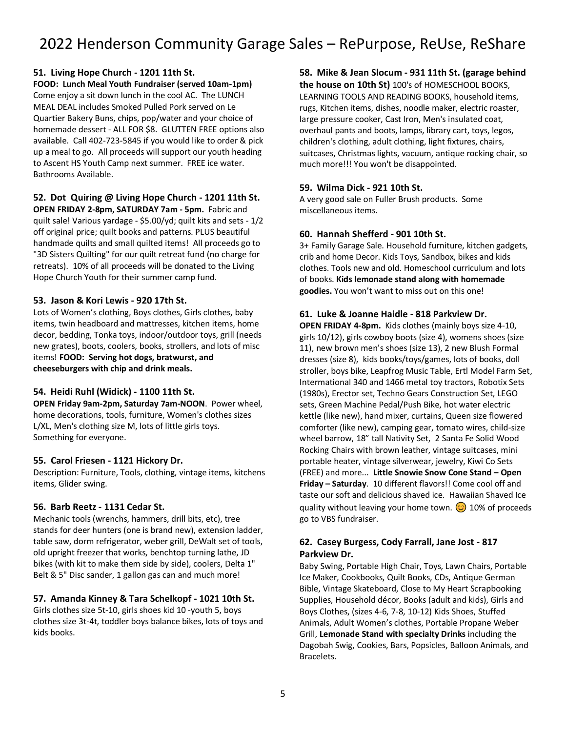# 2022 Henderson Community Garage Sales – RePurpose, ReUse, ReShare

**51. Living Hope Church - 1201 11th St.**

**FOOD: Lunch Meal Youth Fundraiser (served 10am-1pm)** Come enjoy a sit down lunch in the cool AC. The LUNCH MEAL DEAL includes Smoked Pulled Pork served on Le Quartier Bakery Buns, chips, pop/water and your choice of homemade dessert - ALL FOR $8. GLUTTEN FREE options also available. Call 402-723-5845 if you would like to order & pick up a meal to go. All proceeds will support our youth heading to Ascent HS Youth Camp next summer. FREE ice water. Bathrooms Available.

**52. Dot Quiring @ Living Hope Church - 1201 11th St.**

**OPEN FRIDAY 2-8pm, SATURDAY 7am - 5pm.** Fabric and quilt sale! Various yardage - $5.00/yd; quilt kits and sets - 1/2 off original price; quilt books and patterns. PLUS beautiful handmade quilts and small quilted items! All proceeds go to "3D Sisters Quilting" for our quilt retreat fund (no charge for retreats). 10% of all proceeds will be donated to the Living Hope Church Youth for their summer camp fund.

**53. Jason & Kori Lewis - 920 17th St.**

Lots of Women's clothing, Boys clothes, Girls clothes, baby items, twin headboard and mattresses, kitchen items, home decor, bedding, Tonka toys, indoor/outdoor toys, grill (needs new grates), boots, coolers, books, strollers, and lots of misc items! **FOOD: Serving hot dogs, bratwurst, and cheeseburgers with chip and drink meals.**

**54. Heidi Ruhl (Widick) - 1100 11th St.**

**OPEN Friday 9am-2pm, Saturday 7am-NOON**. Power wheel, home decorations, tools, furniture, Women's clothes sizes L/XL, Men's clothing size M, lots of little girls toys. Something for everyone.

**55. Carol Friesen - 1121 Hickory Dr.**

Description: Furniture, Tools, clothing, vintage items, kitchens items, Glider swing.

**56. Barb Reetz - 1131 Cedar St.**

Mechanic tools (wrenchs, hammers, drill bits, etc), tree stands for deer hunters (one is brand new), extension ladder, table saw, dorm refrigerator, weber grill, DeWalt set of tools, old upright freezer that works, benchtop turning lathe, JD bikes (with kit to make them side by side), coolers, Delta 1" Belt & 5" Disc sander, 1 gallon gas can and much more!

**57. Amanda Kinney & Tara Schelkopf - 1021 10th St.**

Girls clothes size 5t-10, girls shoes kid 10 -youth 5, boys clothes size 3t-4t, toddler boys balance bikes, lots of toys and kids books.

**58. Mike & Jean Slocum - 931 11th St. (garage behind the house on 10th St)** 100's of HOMESCHOOL BOOKS, LEARNING TOOLS AND READING BOOKS, household items, rugs, Kitchen items, dishes, noodle maker, electric roaster, large pressure cooker, Cast Iron, Men's insulated coat, overhaul pants and boots, lamps, library cart, toys, legos, children's clothing, adult clothing, light fixtures, chairs, suitcases, Christmas lights, vacuum, antique rocking chair, so much more!!! You won't be disappointed.

**59. Wilma Dick - 921 10th St.**

A very good sale on Fuller Brush products. Some miscellaneous items.

**60. Hannah Shefferd - 901 10th St.**

3+ Family Garage Sale. Household furniture, kitchen gadgets, crib and home Decor. Kids Toys, Sandbox, bikes and kids clothes. Tools new and old. Homeschool curriculum and lots of books. **Kids lemonade stand along with homemade goodies.** You won't want to miss out on this one!

**61. Luke & Joanne Haidle - 818 Parkview Dr.**

**OPEN FRIDAY 4-8pm.** Kids clothes (mainly boys size 4-10, girls 10/12), girls cowboy boots (size 4), womens shoes (size 11), new brown men's shoes (size 13), 2 new Blush Formal dresses (size 8), kids books/toys/games, lots of books, doll stroller, boys bike, Leapfrog Music Table, Ertl Model Farm Set, International 340 and 1466 metal toy tractors, Robotix Sets (1980s), Erector set, Techno Gears Construction Set, LEGO sets, Green Machine Pedal/Push Bike, hot water electric kettle (like new), hand mixer, curtains, Queen size flowered comforter (like new), camping gear, tomato wires, child-size wheel barrow, 18" tall Nativity Set, 2 Santa Fe Solid Wood Rocking Chairs with brown leather, vintage suitcases, mini portable heater, vintage silverwear, jewelry, Kiwi Co Sets (FREE) and more... **Little Snowie Snow Cone Stand – Open Friday – Saturday**. 10 different flavors!! Come cool off and taste our soft and delicious shaved ice. Hawaiian Shaved Ice quality without leaving your home town. 😊 10% of proceeds go to VBS fundraiser.

**62. Casey Burgess, Cody Farrall, Jane Jost - 817 Parkview Dr.**

Baby Swing, Portable High Chair, Toys, Lawn Chairs, Portable Ice Maker, Cookbooks, Quilt Books, CDs, Antique German Bible, Vintage Skateboard, Close to My Heart Scrapbooking Supplies, Household décor, Books (adult and kids), Girls and Boys Clothes, (sizes 4-6, 7-8, 10-12) Kids Shoes, Stuffed Animals, Adult Women's clothes, Portable Propane Weber Grill, **Lemonade Stand with specialty Drinks** including the Dagobah Swig, Cookies, Bars, Popsicles, Balloon Animals, and Bracelets.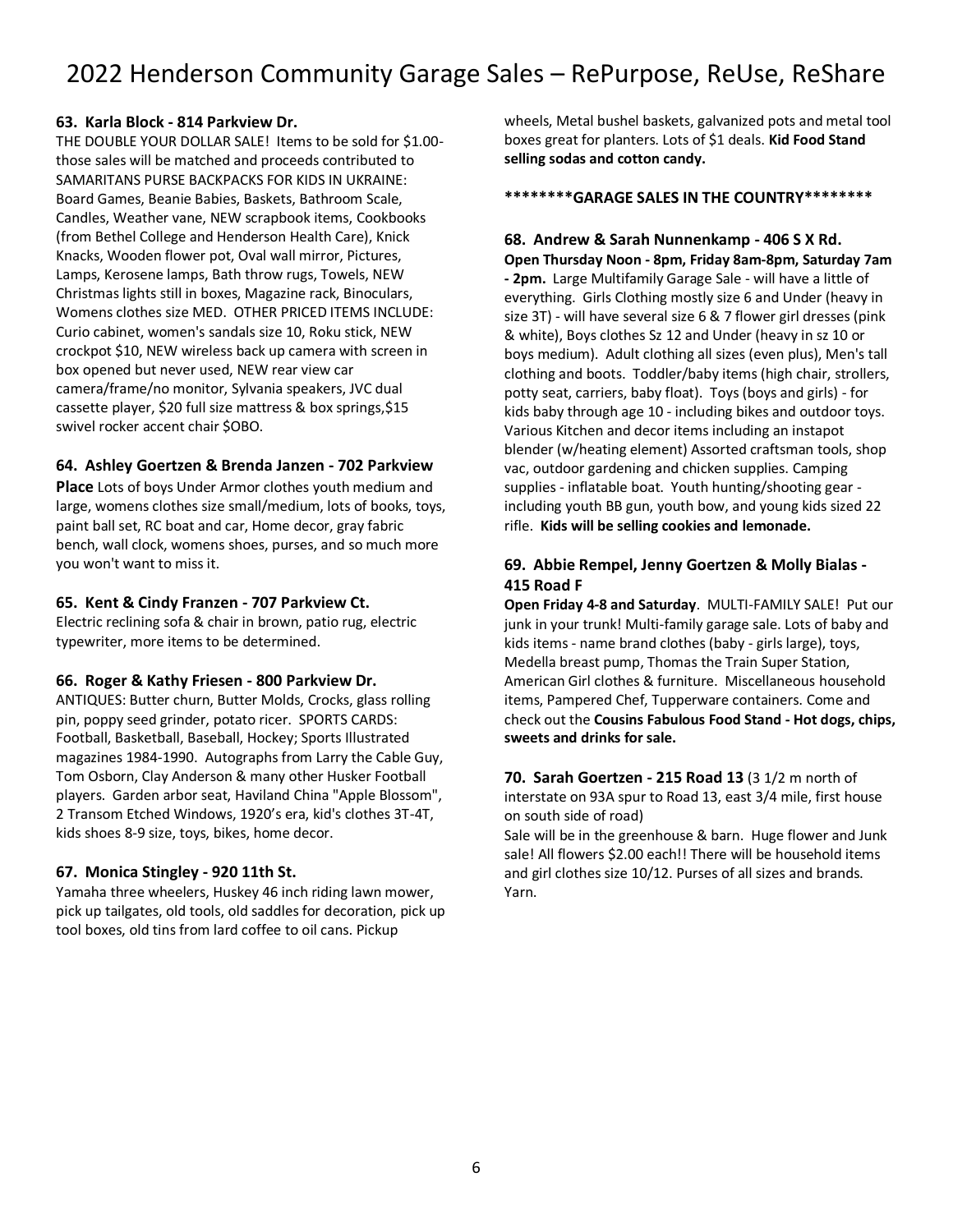# 2022 Henderson Community Garage Sales – RePurpose, ReUse, ReShare

**63. Karla Block - 814 Parkview Dr.**
THE DOUBLE YOUR DOLLAR SALE! Items to be sold for $1.00- those sales will be matched and proceeds contributed to SAMARITANS PURSE BACKPACKS FOR KIDS IN UKRAINE: Board Games, Beanie Babies, Baskets, Bathroom Scale, Candles, Weather vane, NEW scrapbook items, Cookbooks (from Bethel College and Henderson Health Care), Knick Knacks, Wooden flower pot, Oval wall mirror, Pictures, Lamps, Kerosene lamps, Bath throw rugs, Towels, NEW Christmas lights still in boxes, Magazine rack, Binoculars, Womens clothes size MED. OTHER PRICED ITEMS INCLUDE: Curio cabinet, women's sandals size 10, Roku stick, NEW crockpot $10, NEW wireless back up camera with screen in box opened but never used, NEW rear view car camera/frame/no monitor, Sylvania speakers, JVC dual cassette player, $20 full size mattress & box springs,$15 swivel rocker accent chair $OBO.

**64. Ashley Goertzen & Brenda Janzen - 702 Parkview Place** Lots of boys Under Armor clothes youth medium and large, womens clothes size small/medium, lots of books, toys, paint ball set, RC boat and car, Home decor, gray fabric bench, wall clock, womens shoes, purses, and so much more you won't want to miss it.

**65. Kent & Cindy Franzen - 707 Parkview Ct.**
Electric reclining sofa & chair in brown, patio rug, electric typewriter, more items to be determined.

**66. Roger & Kathy Friesen - 800 Parkview Dr.**
ANTIQUES: Butter churn, Butter Molds, Crocks, glass rolling pin, poppy seed grinder, potato ricer. SPORTS CARDS: Football, Basketball, Baseball, Hockey; Sports Illustrated magazines 1984-1990. Autographs from Larry the Cable Guy, Tom Osborn, Clay Anderson & many other Husker Football players. Garden arbor seat, Haviland China "Apple Blossom", 2 Transom Etched Windows, 1920's era, kid's clothes 3T-4T, kids shoes 8-9 size, toys, bikes, home decor.

**67. Monica Stingley - 920 11th St.**
Yamaha three wheelers, Huskey 46 inch riding lawn mower, pick up tailgates, old tools, old saddles for decoration, pick up tool boxes, old tins from lard coffee to oil cans. Pickup wheels, Metal bushel baskets, galvanized pots and metal tool boxes great for planters. Lots of $1 deals. **Kid Food Stand selling sodas and cotton candy.**

**********GARAGE SALES IN THE COUNTRY**********

**68. Andrew & Sarah Nunnenkamp - 406 S X Rd.**
**Open Thursday Noon - 8pm, Friday 8am-8pm, Saturday 7am - 2pm.** Large Multifamily Garage Sale - will have a little of everything. Girls Clothing mostly size 6 and Under (heavy in size 3T) - will have several size 6 & 7 flower girl dresses (pink & white), Boys clothes Sz 12 and Under (heavy in sz 10 or boys medium). Adult clothing all sizes (even plus), Men's tall clothing and boots. Toddler/baby items (high chair, strollers, potty seat, carriers, baby float). Toys (boys and girls) - for kids baby through age 10 - including bikes and outdoor toys. Various Kitchen and decor items including an instapot blender (w/heating element) Assorted craftsman tools, shop vac, outdoor gardening and chicken supplies. Camping supplies - inflatable boat. Youth hunting/shooting gear - including youth BB gun, youth bow, and young kids sized 22 rifle. **Kids will be selling cookies and lemonade.**

**69. Abbie Rempel, Jenny Goertzen & Molly Bialas - 415 Road F**
**Open Friday 4-8 and Saturday**. MULTI-FAMILY SALE! Put our junk in your trunk! Multi-family garage sale. Lots of baby and kids items - name brand clothes (baby - girls large), toys, Medella breast pump, Thomas the Train Super Station, American Girl clothes & furniture. Miscellaneous household items, Pampered Chef, Tupperware containers. Come and check out the **Cousins Fabulous Food Stand - Hot dogs, chips, sweets and drinks for sale.**

**70. Sarah Goertzen - 215 Road 13** (3 1/2 m north of interstate on 93A spur to Road 13, east 3/4 mile, first house on south side of road)
Sale will be in the greenhouse & barn. Huge flower and Junk sale! All flowers $2.00 each!! There will be household items and girl clothes size 10/12. Purses of all sizes and brands. Yarn.